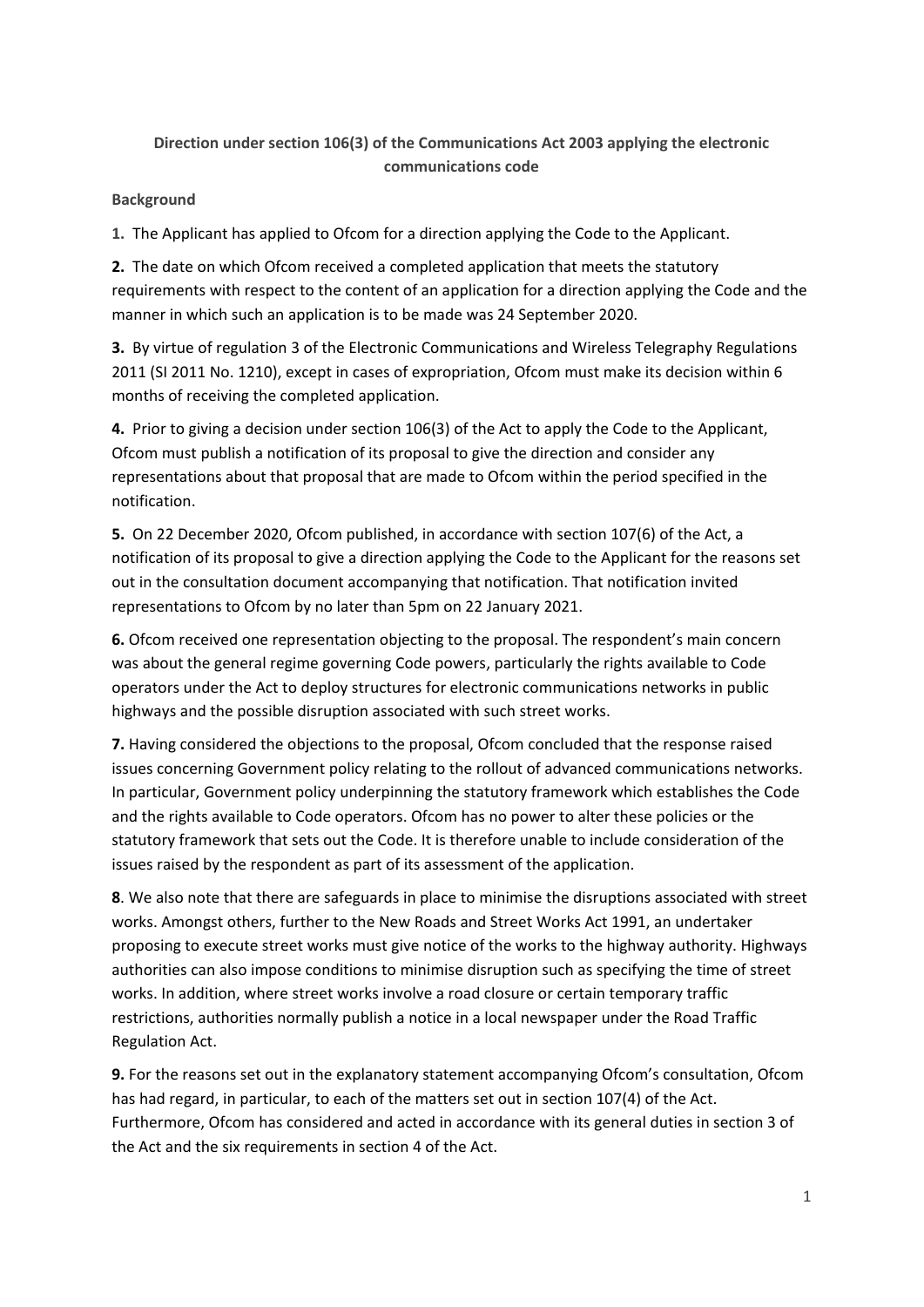**Direction under section 106(3) of the Communications Act 2003 applying the electronic communications code**

**Background**

**1.** The Applicant has applied to Ofcom for a direction applying the Code to the Applicant.

**2.** The date on which Ofcom received a completed application that meets the statutory requirements with respect to the content of an application for a direction applying the Code and the manner in which such an application is to be made was 24 September 2020.

**3.** By virtue of regulation 3 of the Electronic Communications and Wireless Telegraphy Regulations 2011 (SI 2011 No. 1210), except in cases of expropriation, Ofcom must make its decision within 6 months of receiving the completed application.

**4.** Prior to giving a decision under section 106(3) of the Act to apply the Code to the Applicant, Ofcom must publish a notification of its proposal to give the direction and consider any representations about that proposal that are made to Ofcom within the period specified in the notification.

**5.** On 22 December 2020, Ofcom published, in accordance with section 107(6) of the Act, a notification of its proposal to give a direction applying the Code to the Applicant for the reasons set out in the consultation document accompanying that notification. That notification invited representations to Ofcom by no later than 5pm on 22 January 2021.

**6.** Ofcom received one representation objecting to the proposal. The respondent's main concern was about the general regime governing Code powers, particularly the rights available to Code operators under the Act to deploy structures for electronic communications networks in public highways and the possible disruption associated with such street works.

**7.** Having considered the objections to the proposal, Ofcom concluded that the response raised issues concerning Government policy relating to the rollout of advanced communications networks. In particular, Government policy underpinning the statutory framework which establishes the Code and the rights available to Code operators. Ofcom has no power to alter these policies or the statutory framework that sets out the Code. It is therefore unable to include consideration of the issues raised by the respondent as part of its assessment of the application.

**8**. We also note that there are safeguards in place to minimise the disruptions associated with street works. Amongst others, further to the New Roads and Street Works Act 1991, an undertaker proposing to execute street works must give notice of the works to the highway authority. Highways authorities can also impose conditions to minimise disruption such as specifying the time of street works. In addition, where street works involve a road closure or certain temporary traffic restrictions, authorities normally publish a notice in a local newspaper under the Road Traffic Regulation Act.

**9.** For the reasons set out in the explanatory statement accompanying Ofcom's consultation, Ofcom has had regard, in particular, to each of the matters set out in section 107(4) of the Act. Furthermore, Ofcom has considered and acted in accordance with its general duties in section 3 of the Act and the six requirements in section 4 of the Act.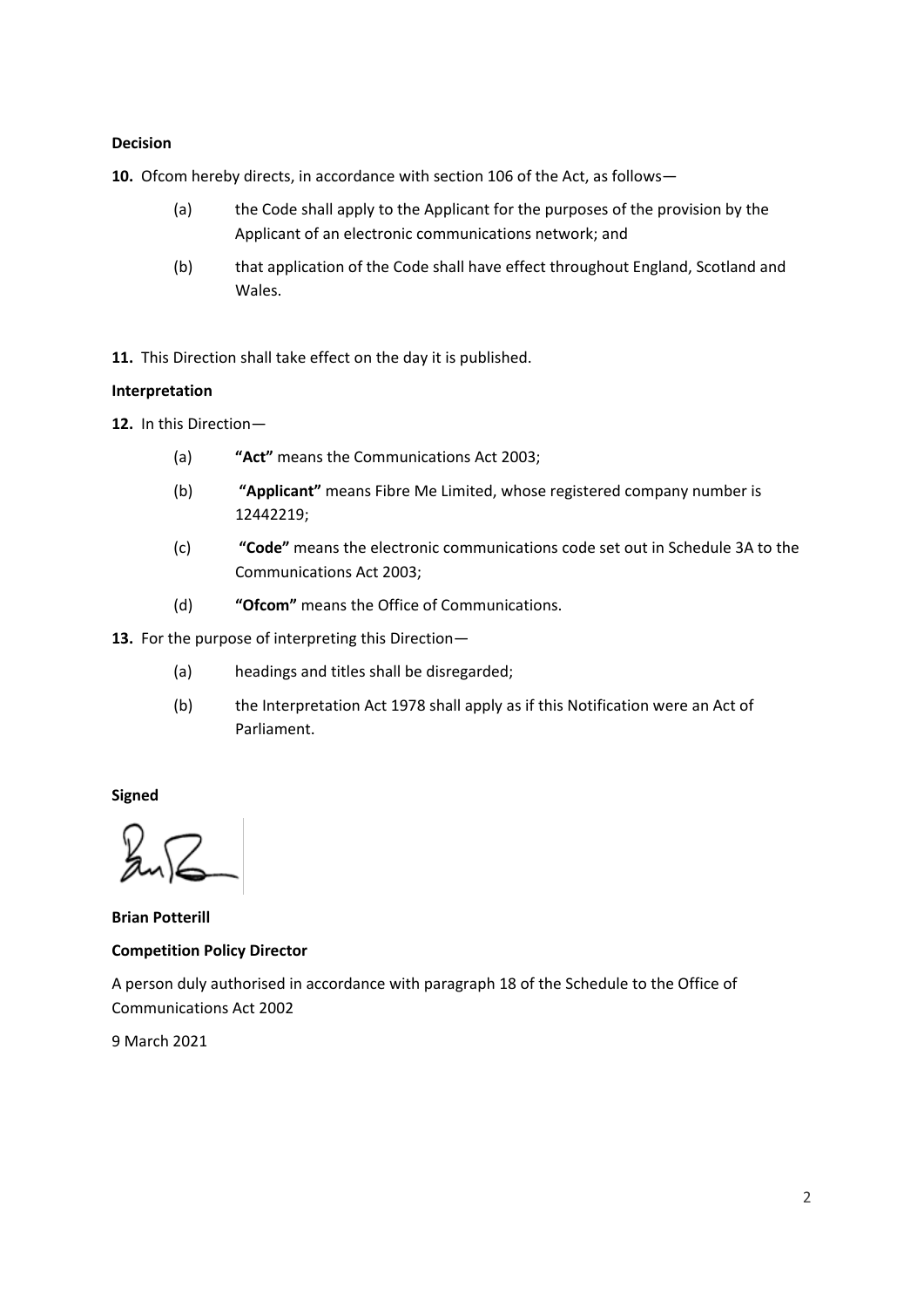**Decision**

**10.** Ofcom hereby directs, in accordance with section 106 of the Act, as follows—

(a) the Code shall apply to the Applicant for the purposes of the provision by the Applicant of an electronic communications network; and

(b) that application of the Code shall have effect throughout England, Scotland and Wales.

**11.** This Direction shall take effect on the day it is published.

**Interpretation**

**12.** In this Direction—

(a) **"Act"** means the Communications Act 2003;

(b) **"Applicant"** means Fibre Me Limited, whose registered company number is 12442219;

(c) **"Code"** means the electronic communications code set out in Schedule 3A to the Communications Act 2003;

(d) **"Ofcom"** means the Office of Communications.

**13.** For the purpose of interpreting this Direction—

(a) headings and titles shall be disregarded;

(b) the Interpretation Act 1978 shall apply as if this Notification were an Act of Parliament.

**Signed**

**Brian Potterill**

**Competition Policy Director**

A person duly authorised in accordance with paragraph 18 of the Schedule to the Office of Communications Act 2002

9 March 2021